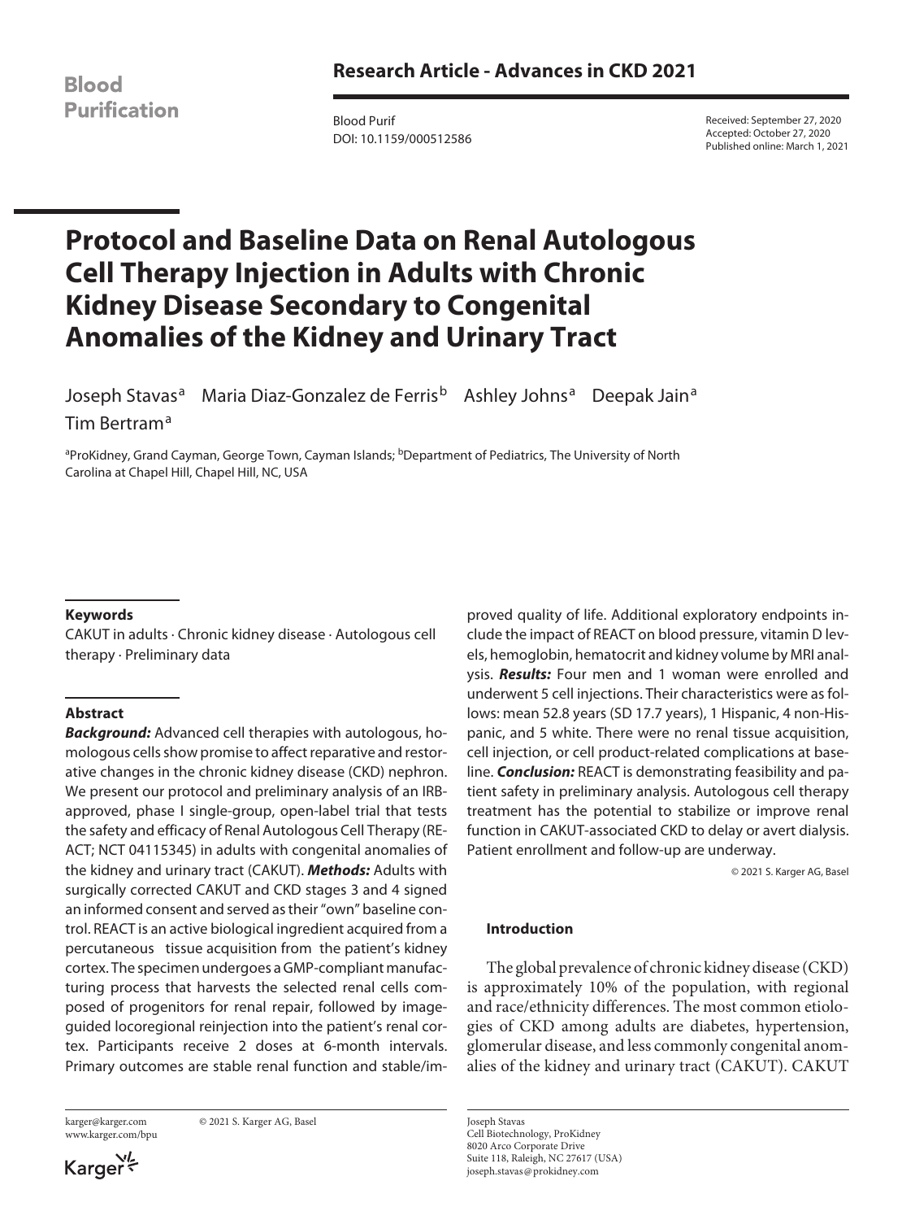Research Article - Advances in CKD 2021

Blood Purif
DOI: 10.1159/000512586

Received: September 27, 2020
Accepted: October 27, 2020
Published online: March 1, 2021

# Protocol and Baseline Data on Renal Autologous Cell Therapy Injection in Adults with Chronic Kidney Disease Secondary to Congenital Anomalies of the Kidney and Urinary Tract

Joseph Stavas[a] Maria Diaz-Gonzalez de Ferris[b] Ashley Johns[a] Deepak Jain[a] Tim Bertram[a]

[a]ProKidney, Grand Cayman, George Town, Cayman Islands; [b]Department of Pediatrics, The University of North Carolina at Chapel Hill, Chapel Hill, NC, USA

### Keywords

CAKUT in adults · Chronic kidney disease · Autologous cell therapy · Preliminary data

### Abstract

***Background:*** Advanced cell therapies with autologous, homologous cells show promise to affect reparative and restorative changes in the chronic kidney disease (CKD) nephron. We present our protocol and preliminary analysis of an IRB-approved, phase I single-group, open-label trial that tests the safety and efficacy of Renal Autologous Cell Therapy (REACT; NCT 04115345) in adults with congenital anomalies of the kidney and urinary tract (CAKUT). ***Methods:*** Adults with surgically corrected CAKUT and CKD stages 3 and 4 signed an informed consent and served as their "own" baseline control. REACT is an active biological ingredient acquired from a percutaneous tissue acquisition from the patient's kidney cortex. The specimen undergoes a GMP-compliant manufacturing process that harvests the selected renal cells composed of progenitors for renal repair, followed by image-guided locoregional reinjection into the patient's renal cortex. Participants receive 2 doses at 6-month intervals. Primary outcomes are stable renal function and stable/improved quality of life. Additional exploratory endpoints include the impact of REACT on blood pressure, vitamin D levels, hemoglobin, hematocrit and kidney volume by MRI analysis. ***Results:*** Four men and 1 woman were enrolled and underwent 5 cell injections. Their characteristics were as follows: mean 52.8 years (SD 17.7 years), 1 Hispanic, 4 non-Hispanic, and 5 white. There were no renal tissue acquisition, cell injection, or cell product-related complications at baseline. ***Conclusion:*** REACT is demonstrating feasibility and patient safety in preliminary analysis. Autologous cell therapy treatment has the potential to stabilize or improve renal function in CAKUT-associated CKD to delay or avert dialysis. Patient enrollment and follow-up are underway.

© 2021 S. Karger AG, Basel

### Introduction

The global prevalence of chronic kidney disease (CKD) is approximately 10% of the population, with regional and race/ethnicity differences. The most common etiologies of CKD among adults are diabetes, hypertension, glomerular disease, and less commonly congenital anomalies of the kidney and urinary tract (CAKUT). CAKUT

karger@karger.com
www.karger.com/bpu

© 2021 S. Karger AG, Basel

Joseph Stavas
Cell Biotechnology, ProKidney
8020 Arco Corporate Drive
Suite 118, Raleigh, NC 27617 (USA)
joseph.stavas@prokidney.com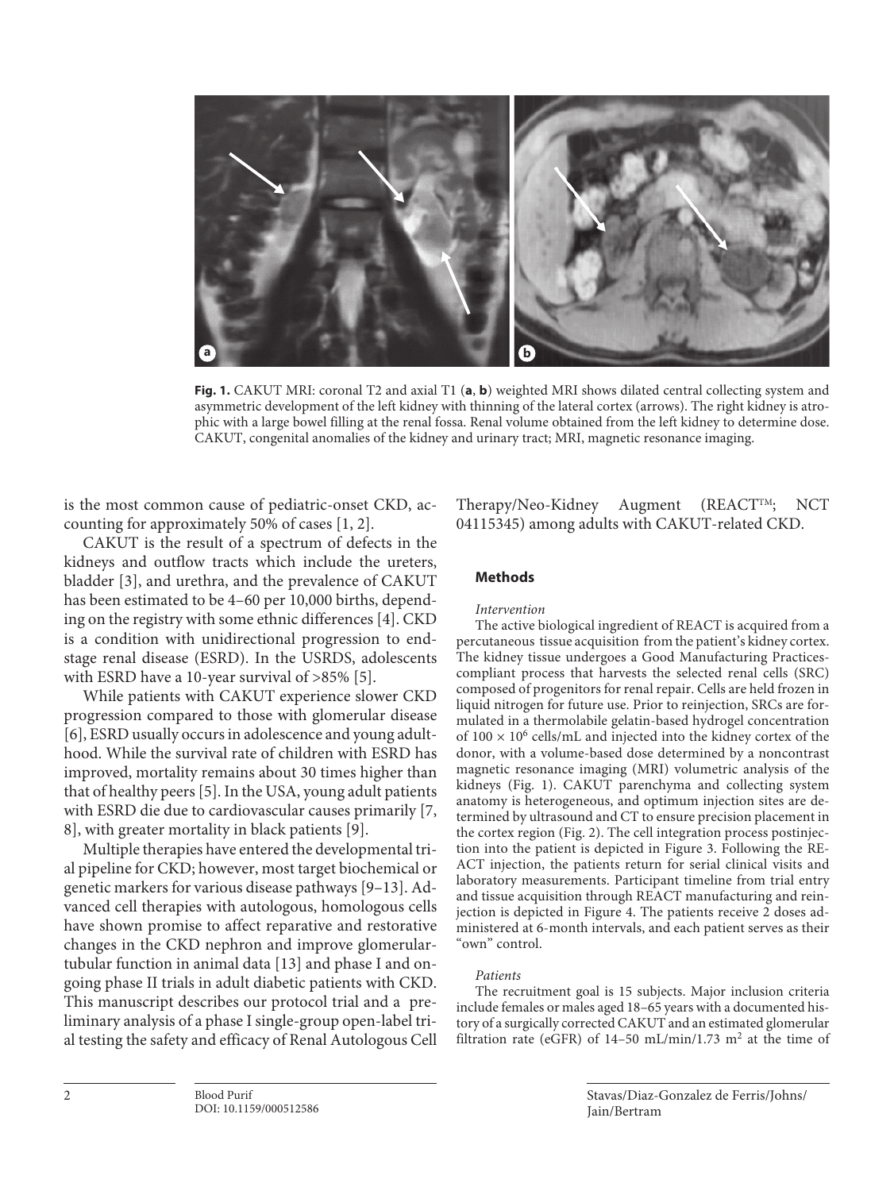**Fig. 1.** CAKUT MRI: coronal T2 and axial T1 (**a**, **b**) weighted MRI shows dilated central collecting system and asymmetric development of the left kidney with thinning of the lateral cortex (arrows). The right kidney is atrophic with a large bowel filling at the renal fossa. Renal volume obtained from the left kidney to determine dose. CAKUT, congenital anomalies of the kidney and urinary tract; MRI, magnetic resonance imaging.

is the most common cause of pediatric-onset CKD, accounting for approximately 50% of cases [1, 2].

CAKUT is the result of a spectrum of defects in the kidneys and outflow tracts which include the ureters, bladder [3], and urethra, and the prevalence of CAKUT has been estimated to be 4–60 per 10,000 births, depending on the registry with some ethnic differences [4]. CKD is a condition with unidirectional progression to end-stage renal disease (ESRD). In the USRDS, adolescents with ESRD have a 10-year survival of >85% [5].

While patients with CAKUT experience slower CKD progression compared to those with glomerular disease [6], ESRD usually occurs in adolescence and young adulthood. While the survival rate of children with ESRD has improved, mortality remains about 30 times higher than that of healthy peers [5]. In the USA, young adult patients with ESRD die due to cardiovascular causes primarily [7, 8], with greater mortality in black patients [9].

Multiple therapies have entered the developmental trial pipeline for CKD; however, most target biochemical or genetic markers for various disease pathways [9–13]. Advanced cell therapies with autologous, homologous cells have shown promise to affect reparative and restorative changes in the CKD nephron and improve glomerular-tubular function in animal data [13] and phase I and ongoing phase II trials in adult diabetic patients with CKD. This manuscript describes our protocol trial and a preliminary analysis of a phase I single-group open-label trial testing the safety and efficacy of Renal Autologous Cell Therapy/Neo-Kidney Augment (REACT™; NCT 04115345) among adults with CAKUT-related CKD.

## Methods

*Intervention*

The active biological ingredient of REACT is acquired from a percutaneous tissue acquisition from the patient's kidney cortex. The kidney tissue undergoes a Good Manufacturing Practices-compliant process that harvests the selected renal cells (SRC) composed of progenitors for renal repair. Cells are held frozen in liquid nitrogen for future use. Prior to reinjection, SRCs are formulated in a thermolabile gelatin-based hydrogel concentration of $100 \times 10^6$ cells/mL and injected into the kidney cortex of the donor, with a volume-based dose determined by a noncontrast magnetic resonance imaging (MRI) volumetric analysis of the kidneys (Fig. 1). CAKUT parenchyma and collecting system anatomy is heterogeneous, and optimum injection sites are determined by ultrasound and CT to ensure precision placement in the cortex region (Fig. 2). The cell integration process postinjection into the patient is depicted in Figure 3. Following the REACT injection, the patients return for serial clinical visits and laboratory measurements. Participant timeline from trial entry and tissue acquisition through REACT manufacturing and reinjection is depicted in Figure 4. The patients receive 2 doses administered at 6-month intervals, and each patient serves as their "own" control.

*Patients*

The recruitment goal is 15 subjects. Major inclusion criteria include females or males aged 18–65 years with a documented history of a surgically corrected CAKUT and an estimated glomerular filtration rate (eGFR) of 14–50 mL/min/1.73 m$^2$ at the time of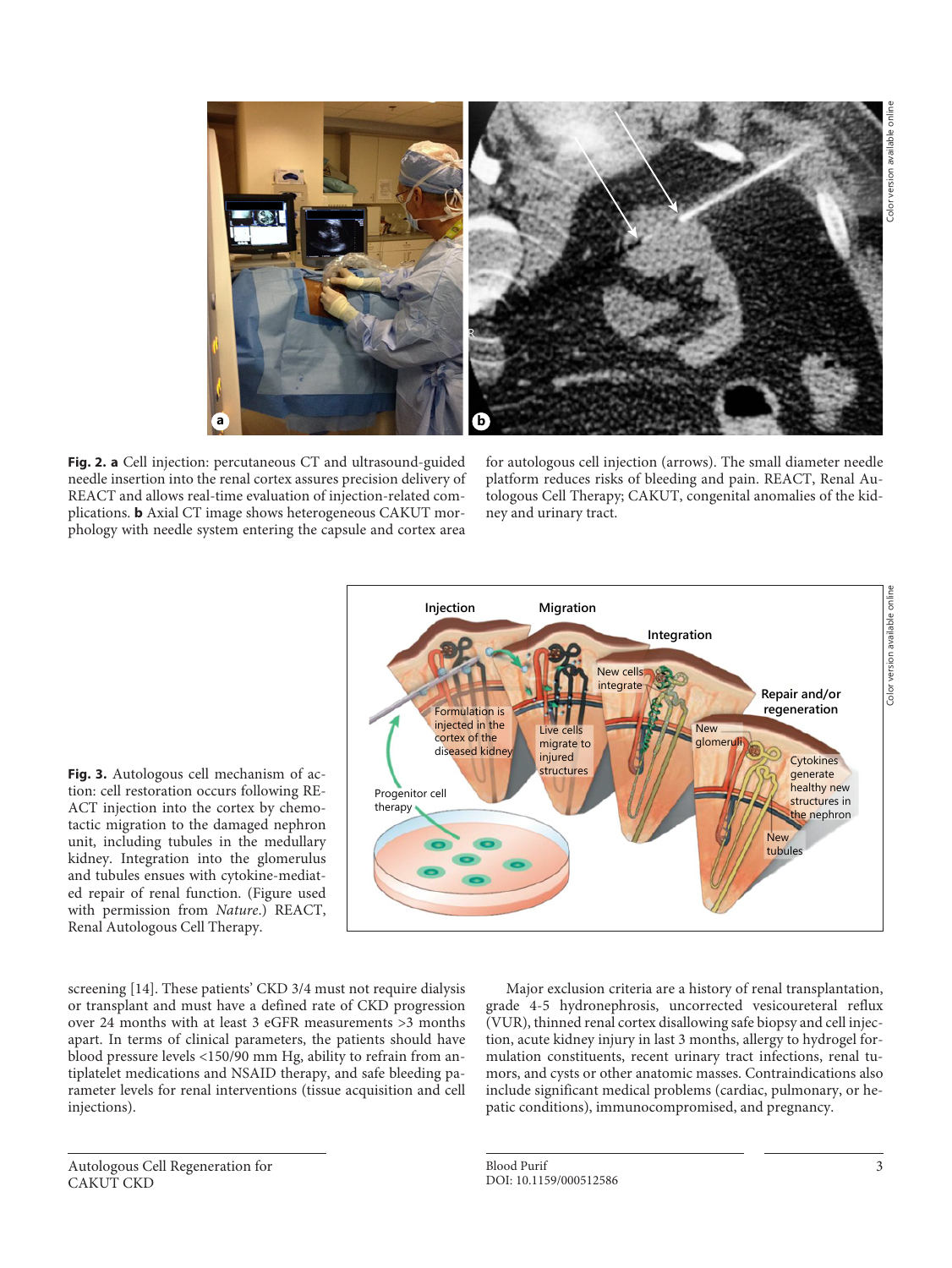**Fig. 2. a** Cell injection: percutaneous CT and ultrasound-guided needle insertion into the renal cortex assures precision delivery of REACT and allows real-time evaluation of injection-related complications. **b** Axial CT image shows heterogeneous CAKUT morphology with needle system entering the capsule and cortex area for autologous cell injection (arrows). The small diameter needle platform reduces risks of bleeding and pain. REACT, Renal Autologous Cell Therapy; CAKUT, congenital anomalies of the kidney and urinary tract.

**Fig. 3.** Autologous cell mechanism of action: cell restoration occurs following REACT injection into the cortex by chemotactic migration to the damaged nephron unit, including tubules in the medullary kidney. Integration into the glomerulus and tubules ensues with cytokine-mediated repair of renal function. (Figure used with permission from *Nature*.) REACT, Renal Autologous Cell Therapy.

screening [14]. These patients' CKD 3/4 must not require dialysis or transplant and must have a defined rate of CKD progression over 24 months with at least 3 eGFR measurements >3 months apart. In terms of clinical parameters, the patients should have blood pressure levels <150/90 mm Hg, ability to refrain from antiplatelet medications and NSAID therapy, and safe bleeding parameter levels for renal interventions (tissue acquisition and cell injections).

Major exclusion criteria are a history of renal transplantation, grade 4-5 hydronephrosis, uncorrected vesicoureteral reflux (VUR), thinned renal cortex disallowing safe biopsy and cell injection, acute kidney injury in last 3 months, allergy to hydrogel formulation constituents, recent urinary tract infections, renal tumors, and cysts or other anatomic masses. Contraindications also include significant medical problems (cardiac, pulmonary, or hepatic conditions), immunocompromised, and pregnancy.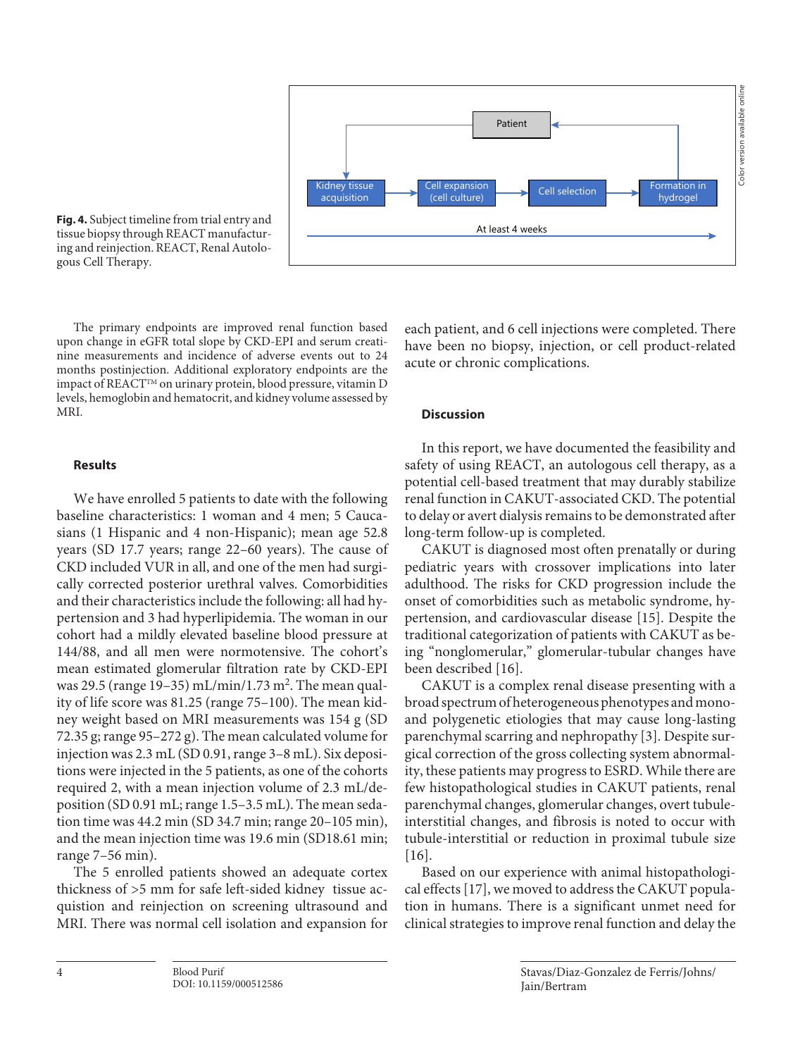Fig. 4. Subject timeline from trial entry and tissue biopsy through REACT manufacturing and reinjection. REACT, Renal Autologous Cell Therapy.

The primary endpoints are improved renal function based upon change in eGFR total slope by CKD-EPI and serum creatinine measurements and incidence of adverse events out to 24 months postinjection. Additional exploratory endpoints are the impact of REACT™ on urinary protein, blood pressure, vitamin D levels, hemoglobin and hematocrit, and kidney volume assessed by MRI.

## Results

We have enrolled 5 patients to date with the following baseline characteristics: 1 woman and 4 men; 5 Caucasians (1 Hispanic and 4 non-Hispanic); mean age 52.8 years (SD 17.7 years; range 22–60 years). The cause of CKD included VUR in all, and one of the men had surgically corrected posterior urethral valves. Comorbidities and their characteristics include the following: all had hypertension and 3 had hyperlipidemia. The woman in our cohort had a mildly elevated baseline blood pressure at 144/88, and all men were normotensive. The cohort's mean estimated glomerular filtration rate by CKD-EPI was 29.5 (range 19–35) mL/min/1.73 m$^2$. The mean quality of life score was 81.25 (range 75–100). The mean kidney weight based on MRI measurements was 154 g (SD 72.35 g; range 95–272 g). The mean calculated volume for injection was 2.3 mL (SD 0.91, range 3–8 mL). Six depositions were injected in the 5 patients, as one of the cohorts required 2, with a mean injection volume of 2.3 mL/deposition (SD 0.91 mL; range 1.5–3.5 mL). The mean sedation time was 44.2 min (SD 34.7 min; range 20–105 min), and the mean injection time was 19.6 min (SD18.61 min; range 7–56 min).

The 5 enrolled patients showed an adequate cortex thickness of >5 mm for safe left-sided kidney tissue acquistion and reinjection on screening ultrasound and MRI. There was normal cell isolation and expansion for each patient, and 6 cell injections were completed. There have been no biopsy, injection, or cell product-related acute or chronic complications.

## Discussion

In this report, we have documented the feasibility and safety of using REACT, an autologous cell therapy, as a potential cell-based treatment that may durably stabilize renal function in CAKUT-associated CKD. The potential to delay or avert dialysis remains to be demonstrated after long-term follow-up is completed.

CAKUT is diagnosed most often prenatally or during pediatric years with crossover implications into later adulthood. The risks for CKD progression include the onset of comorbidities such as metabolic syndrome, hypertension, and cardiovascular disease [15]. Despite the traditional categorization of patients with CAKUT as being "nonglomerular," glomerular-tubular changes have been described [16].

CAKUT is a complex renal disease presenting with a broad spectrum of heterogeneous phenotypes and mono- and polygenetic etiologies that may cause long-lasting parenchymal scarring and nephropathy [3]. Despite surgical correction of the gross collecting system abnormality, these patients may progress to ESRD. While there are few histopathological studies in CAKUT patients, renal parenchymal changes, glomerular changes, overt tubule-interstitial changes, and fibrosis is noted to occur with tubule-interstitial or reduction in proximal tubule size [16].

Based on our experience with animal histopathological effects [17], we moved to address the CAKUT population in humans. There is a significant unmet need for clinical strategies to improve renal function and delay the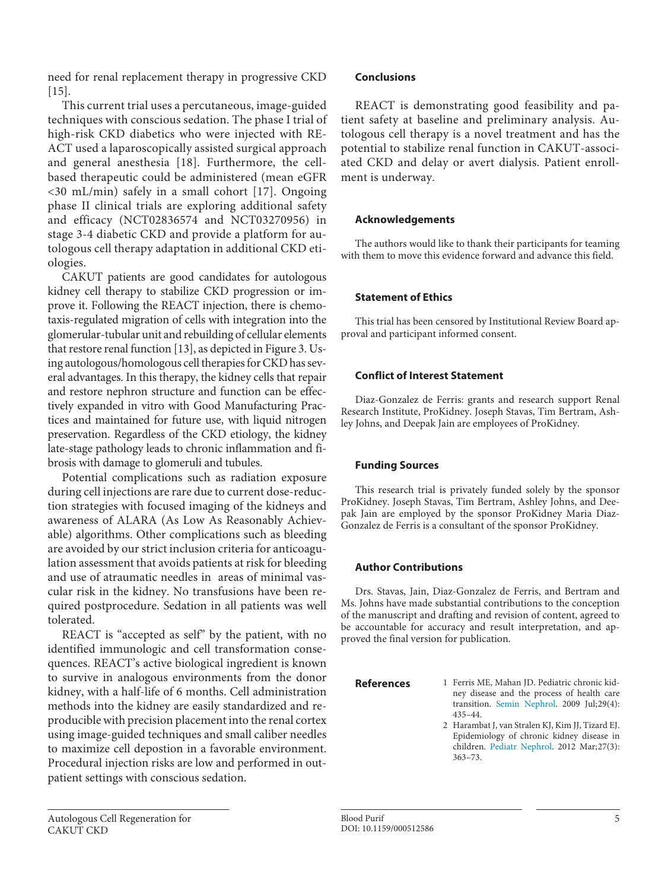need for renal replacement therapy in progressive CKD [15].

This current trial uses a percutaneous, image-guided techniques with conscious sedation. The phase I trial of high-risk CKD diabetics who were injected with REACT used a laparoscopically assisted surgical approach and general anesthesia [18]. Furthermore, the cell-based therapeutic could be administered (mean eGFR <30 mL/min) safely in a small cohort [17]. Ongoing phase II clinical trials are exploring additional safety and efficacy (NCT02836574 and NCT03270956) in stage 3-4 diabetic CKD and provide a platform for autologous cell therapy adaptation in additional CKD etiologies.

CAKUT patients are good candidates for autologous kidney cell therapy to stabilize CKD progression or improve it. Following the REACT injection, there is chemotaxis-regulated migration of cells with integration into the glomerular-tubular unit and rebuilding of cellular elements that restore renal function [13], as depicted in Figure 3. Using autologous/homologous cell therapies for CKD has several advantages. In this therapy, the kidney cells that repair and restore nephron structure and function can be effectively expanded in vitro with Good Manufacturing Practices and maintained for future use, with liquid nitrogen preservation. Regardless of the CKD etiology, the kidney late-stage pathology leads to chronic inflammation and fibrosis with damage to glomeruli and tubules.

Potential complications such as radiation exposure during cell injections are rare due to current dose-reduction strategies with focused imaging of the kidneys and awareness of ALARA (As Low As Reasonably Achievable) algorithms. Other complications such as bleeding are avoided by our strict inclusion criteria for anticoagulation assessment that avoids patients at risk for bleeding and use of atraumatic needles in areas of minimal vascular risk in the kidney. No transfusions have been required postprocedure. Sedation in all patients was well tolerated.

REACT is "accepted as self" by the patient, with no identified immunologic and cell transformation consequences. REACT's active biological ingredient is known to survive in analogous environments from the donor kidney, with a half-life of 6 months. Cell administration methods into the kidney are easily standardized and reproducible with precision placement into the renal cortex using image-guided techniques and small caliber needles to maximize cell depostion in a favorable environment. Procedural injection risks are low and performed in outpatient settings with conscious sedation.

## Conclusions

REACT is demonstrating good feasibility and patient safety at baseline and preliminary analysis. Autologous cell therapy is a novel treatment and has the potential to stabilize renal function in CAKUT-associated CKD and delay or avert dialysis. Patient enrollment is underway.

## Acknowledgements

The authors would like to thank their participants for teaming with them to move this evidence forward and advance this field.

## Statement of Ethics

This trial has been censored by Institutional Review Board approval and participant informed consent.

## Conflict of Interest Statement

Diaz-Gonzalez de Ferris: grants and research support Renal Research Institute, ProKidney. Joseph Stavas, Tim Bertram, Ashley Johns, and Deepak Jain are employees of ProKidney.

## Funding Sources

This research trial is privately funded solely by the sponsor ProKidney. Joseph Stavas, Tim Bertram, Ashley Johns, and Deepak Jain are employed by the sponsor ProKidney Maria Diaz-Gonzalez de Ferris is a consultant of the sponsor ProKidney.

## Author Contributions

Drs. Stavas, Jain, Diaz-Gonzalez de Ferris, and Bertram and Ms. Johns have made substantial contributions to the conception of the manuscript and drafting and revision of content, agreed to be accountable for accuracy and result interpretation, and approved the final version for publication.

## References

1. Ferris ME, Mahan JD. Pediatric chronic kidney disease and the process of health care transition. Semin Nephrol. 2009 Jul;29(4): 435–44.
2. Harambat J, van Stralen KJ, Kim JJ, Tizard EJ. Epidemiology of chronic kidney disease in children. Pediatr Nephrol. 2012 Mar;27(3): 363–73.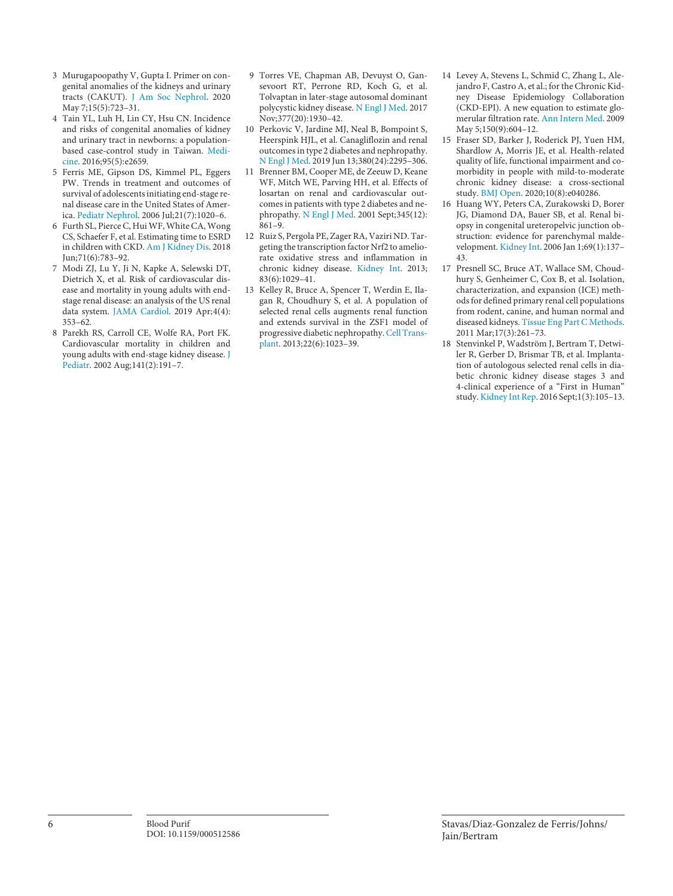3 Murugapoopathy V, Gupta I. Primer on congenital anomalies of the kidneys and urinary tracts (CAKUT). J Am Soc Nephrol. 2020 May 7;15(5):723–31.

4 Tain YL, Luh H, Lin CY, Hsu CN. Incidence and risks of congenital anomalies of kidney and urinary tract in newborns: a population-based case-control study in Taiwan. Medicine. 2016;95(5):e2659.

5 Ferris ME, Gipson DS, Kimmel PL, Eggers PW. Trends in treatment and outcomes of survival of adolescents initiating end-stage renal disease care in the United States of America. Pediatr Nephrol. 2006 Jul;21(7):1020–6.

6 Furth SL, Pierce C, Hui WF, White CA, Wong CS, Schaefer F, et al. Estimating time to ESRD in children with CKD. Am J Kidney Dis. 2018 Jun;71(6):783–92.

7 Modi ZJ, Lu Y, Ji N, Kapke A, Selewski DT, Dietrich X, et al. Risk of cardiovascular disease and mortality in young adults with end-stage renal disease: an analysis of the US renal data system. JAMA Cardiol. 2019 Apr;4(4):353–62.

8 Parekh RS, Carroll CE, Wolfe RA, Port FK. Cardiovascular mortality in children and young adults with end-stage kidney disease. J Pediatr. 2002 Aug;141(2):191–7.

9 Torres VE, Chapman AB, Devuyst O, Gansevoort RT, Perrone RD, Koch G, et al. Tolvaptan in later-stage autosomal dominant polycystic kidney disease. N Engl J Med. 2017 Nov;377(20):1930–42.

10 Perkovic V, Jardine MJ, Neal B, Bompoint S, Heerspink HJL, et al. Canagliflozin and renal outcomes in type 2 diabetes and nephropathy. N Engl J Med. 2019 Jun 13;380(24):2295–306.

11 Brenner BM, Cooper ME, de Zeeuw D, Keane WF, Mitch WE, Parving HH, et al. Effects of losartan on renal and cardiovascular outcomes in patients with type 2 diabetes and nephropathy. N Engl J Med. 2001 Sept;345(12):861–9.

12 Ruiz S, Pergola PE, Zager RA, Vaziri ND. Targeting the transcription factor Nrf2 to ameliorate oxidative stress and inflammation in chronic kidney disease. Kidney Int. 2013;83(6):1029–41.

13 Kelley R, Bruce A, Spencer T, Werdin E, Ilagan R, Choudhury S, et al. A population of selected renal cells augments renal function and extends survival in the ZSF1 model of progressive diabetic nephropathy. Cell Transplant. 2013;22(6):1023–39.

14 Levey A, Stevens L, Schmid C, Zhang L, Alejandro F, Castro A, et al.; for the Chronic Kidney Disease Epidemiology Collaboration (CKD-EPI). A new equation to estimate glomerular filtration rate. Ann Intern Med. 2009 May 5;150(9):604–12.

15 Fraser SD, Barker J, Roderick PJ, Yuen HM, Shardlow A, Morris JE, et al. Health-related quality of life, functional impairment and comorbidity in people with mild-to-moderate chronic kidney disease: a cross-sectional study. BMJ Open. 2020;10(8):e040286.

16 Huang WY, Peters CA, Zurakowski D, Borer JG, Diamond DA, Bauer SB, et al. Renal biopsy in congenital ureteropelvic junction obstruction: evidence for parenchymal maldevelopment. Kidney Int. 2006 Jan 1;69(1):137–43.

17 Presnell SC, Bruce AT, Wallace SM, Choudhury S, Genheimer C, Cox B, et al. Isolation, characterization, and expansion (ICE) methods for defined primary renal cell populations from rodent, canine, and human normal and diseased kidneys. Tissue Eng Part C Methods. 2011 Mar;17(3):261–73.

18 Stenvinkel P, Wadström J, Bertram T, Detwiler R, Gerber D, Brismar TB, et al. Implantation of autologous selected renal cells in diabetic chronic kidney disease stages 3 and 4-clinical experience of a "First in Human" study. Kidney Int Rep. 2016 Sept;1(3):105–13.